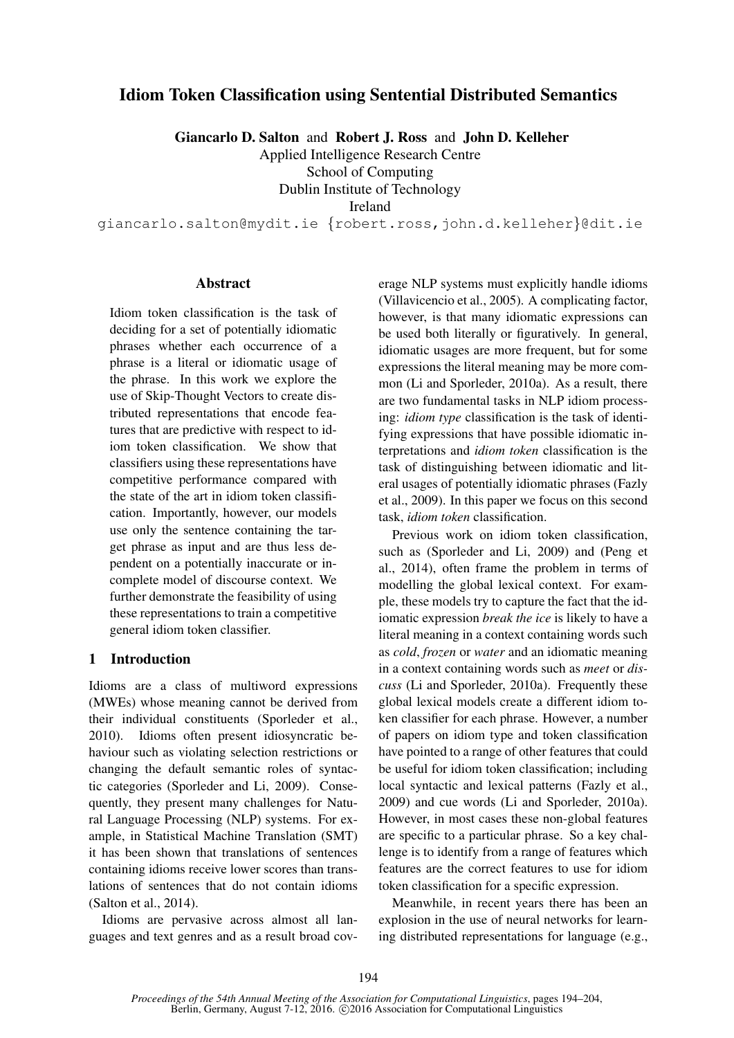# Idiom Token Classification using Sentential Distributed Semantics

**Giancarlo D. Salton** and **Robert J. Ross** and **John D. Kelleher**
Applied Intelligence Research Centre
School of Computing
Dublin Institute of Technology
Ireland
giancarlo.salton@mydit.ie {robert.ross,john.d.kelleher}@dit.ie

## Abstract

Idiom token classification is the task of deciding for a set of potentially idiomatic phrases whether each occurrence of a phrase is a literal or idiomatic usage of the phrase. In this work we explore the use of Skip-Thought Vectors to create distributed representations that encode features that are predictive with respect to idiom token classification. We show that classifiers using these representations have competitive performance compared with the state of the art in idiom token classification. Importantly, however, our models use only the sentence containing the target phrase as input and are thus less dependent on a potentially inaccurate or incomplete model of discourse context. We further demonstrate the feasibility of using these representations to train a competitive general idiom token classifier.

## 1 Introduction

Idioms are a class of multiword expressions (MWEs) whose meaning cannot be derived from their individual constituents (Sporleder et al., 2010). Idioms often present idiosyncratic behaviour such as violating selection restrictions or changing the default semantic roles of syntactic categories (Sporleder and Li, 2009). Consequently, they present many challenges for Natural Language Processing (NLP) systems. For example, in Statistical Machine Translation (SMT) it has been shown that translations of sentences containing idioms receive lower scores than translations of sentences that do not contain idioms (Salton et al., 2014).

Idioms are pervasive across almost all languages and text genres and as a result broad coverage NLP systems must explicitly handle idioms (Villavicencio et al., 2005). A complicating factor, however, is that many idiomatic expressions can be used both literally or figuratively. In general, idiomatic usages are more frequent, but for some expressions the literal meaning may be more common (Li and Sporleder, 2010a). As a result, there are two fundamental tasks in NLP idiom processing: *idiom type* classification is the task of identifying expressions that have possible idiomatic interpretations and *idiom token* classification is the task of distinguishing between idiomatic and literal usages of potentially idiomatic phrases (Fazly et al., 2009). In this paper we focus on this second task, *idiom token* classification.

Previous work on idiom token classification, such as (Sporleder and Li, 2009) and (Peng et al., 2014), often frame the problem in terms of modelling the global lexical context. For example, these models try to capture the fact that the idiomatic expression *break the ice* is likely to have a literal meaning in a context containing words such as *cold*, *frozen* or *water* and an idiomatic meaning in a context containing words such as *meet* or *discuss* (Li and Sporleder, 2010a). Frequently these global lexical models create a different idiom token classifier for each phrase. However, a number of papers on idiom type and token classification have pointed to a range of other features that could be useful for idiom token classification; including local syntactic and lexical patterns (Fazly et al., 2009) and cue words (Li and Sporleder, 2010a). However, in most cases these non-global features are specific to a particular phrase. So a key challenge is to identify from a range of features which features are the correct features to use for idiom token classification for a specific expression.

Meanwhile, in recent years there has been an explosion in the use of neural networks for learning distributed representations for language (e.g.,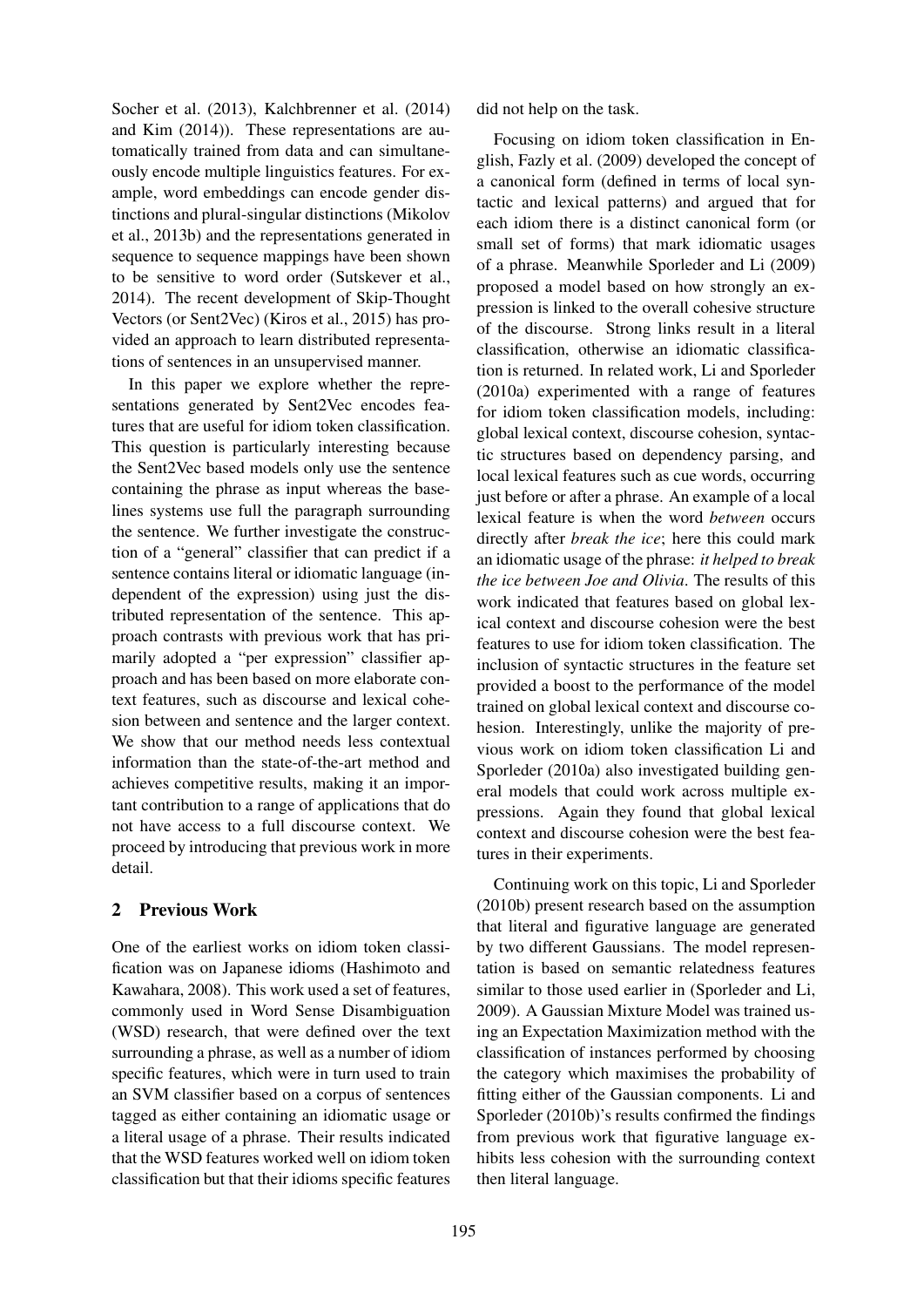Socher et al. (2013), Kalchbrenner et al. (2014) and Kim (2014)). These representations are automatically trained from data and can simultaneously encode multiple linguistics features. For example, word embeddings can encode gender distinctions and plural-singular distinctions (Mikolov et al., 2013b) and the representations generated in sequence to sequence mappings have been shown to be sensitive to word order (Sutskever et al., 2014). The recent development of Skip-Thought Vectors (or Sent2Vec) (Kiros et al., 2015) has provided an approach to learn distributed representations of sentences in an unsupervised manner.

In this paper we explore whether the representations generated by Sent2Vec encodes features that are useful for idiom token classification. This question is particularly interesting because the Sent2Vec based models only use the sentence containing the phrase as input whereas the baselines systems use full the paragraph surrounding the sentence. We further investigate the construction of a "general" classifier that can predict if a sentence contains literal or idiomatic language (independent of the expression) using just the distributed representation of the sentence. This approach contrasts with previous work that has primarily adopted a "per expression" classifier approach and has been based on more elaborate context features, such as discourse and lexical cohesion between and sentence and the larger context. We show that our method needs less contextual information than the state-of-the-art method and achieves competitive results, making it an important contribution to a range of applications that do not have access to a full discourse context. We proceed by introducing that previous work in more detail.

## 2 Previous Work

One of the earliest works on idiom token classification was on Japanese idioms (Hashimoto and Kawahara, 2008). This work used a set of features, commonly used in Word Sense Disambiguation (WSD) research, that were defined over the text surrounding a phrase, as well as a number of idiom specific features, which were in turn used to train an SVM classifier based on a corpus of sentences tagged as either containing an idiomatic usage or a literal usage of a phrase. Their results indicated that the WSD features worked well on idiom token classification but that their idioms specific features did not help on the task.

Focusing on idiom token classification in English, Fazly et al. (2009) developed the concept of a canonical form (defined in terms of local syntactic and lexical patterns) and argued that for each idiom there is a distinct canonical form (or small set of forms) that mark idiomatic usages of a phrase. Meanwhile Sporleder and Li (2009) proposed a model based on how strongly an expression is linked to the overall cohesive structure of the discourse. Strong links result in a literal classification, otherwise an idiomatic classification is returned. In related work, Li and Sporleder (2010a) experimented with a range of features for idiom token classification models, including: global lexical context, discourse cohesion, syntactic structures based on dependency parsing, and local lexical features such as cue words, occurring just before or after a phrase. An example of a local lexical feature is when the word *between* occurs directly after *break the ice*; here this could mark an idiomatic usage of the phrase: *it helped to break the ice between Joe and Olivia*. The results of this work indicated that features based on global lexical context and discourse cohesion were the best features to use for idiom token classification. The inclusion of syntactic structures in the feature set provided a boost to the performance of the model trained on global lexical context and discourse cohesion. Interestingly, unlike the majority of previous work on idiom token classification Li and Sporleder (2010a) also investigated building general models that could work across multiple expressions. Again they found that global lexical context and discourse cohesion were the best features in their experiments.

Continuing work on this topic, Li and Sporleder (2010b) present research based on the assumption that literal and figurative language are generated by two different Gaussians. The model representation is based on semantic relatedness features similar to those used earlier in (Sporleder and Li, 2009). A Gaussian Mixture Model was trained using an Expectation Maximization method with the classification of instances performed by choosing the category which maximises the probability of fitting either of the Gaussian components. Li and Sporleder (2010b)'s results confirmed the findings from previous work that figurative language exhibits less cohesion with the surrounding context then literal language.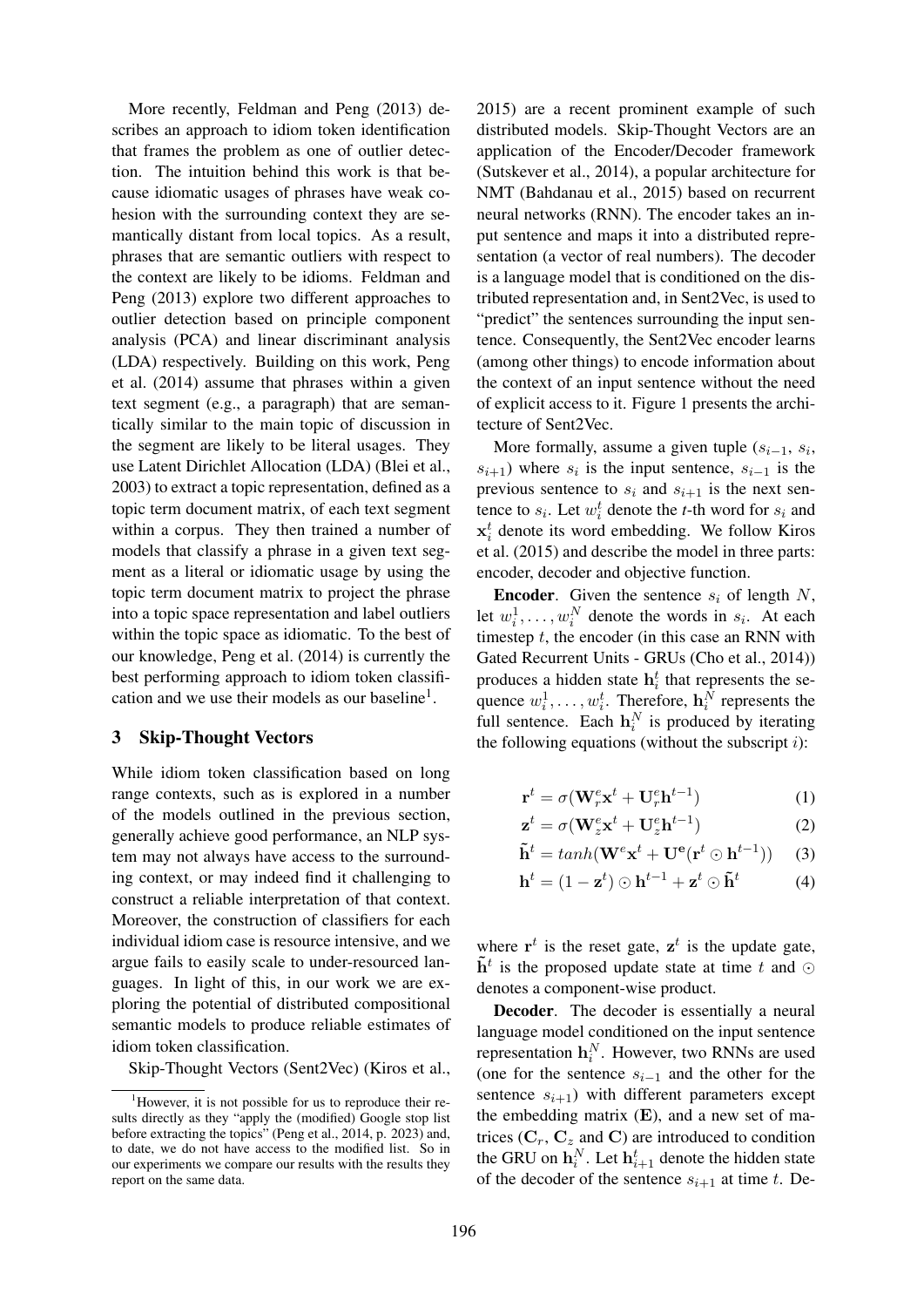More recently, Feldman and Peng (2013) describes an approach to idiom token identification that frames the problem as one of outlier detection. The intuition behind this work is that because idiomatic usages of phrases have weak cohesion with the surrounding context they are semantically distant from local topics. As a result, phrases that are semantic outliers with respect to the context are likely to be idioms. Feldman and Peng (2013) explore two different approaches to outlier detection based on principle component analysis (PCA) and linear discriminant analysis (LDA) respectively. Building on this work, Peng et al. (2014) assume that phrases within a given text segment (e.g., a paragraph) that are semantically similar to the main topic of discussion in the segment are likely to be literal usages. They use Latent Dirichlet Allocation (LDA) (Blei et al., 2003) to extract a topic representation, defined as a topic term document matrix, of each text segment within a corpus. They then trained a number of models that classify a phrase in a given text segment as a literal or idiomatic usage by using the topic term document matrix to project the phrase into a topic space representation and label outliers within the topic space as idiomatic. To the best of our knowledge, Peng et al. (2014) is currently the best performing approach to idiom token classification and we use their models as our baseline[1].

## 3 Skip-Thought Vectors

While idiom token classification based on long range contexts, such as is explored in a number of the models outlined in the previous section, generally achieve good performance, an NLP system may not always have access to the surrounding context, or may indeed find it challenging to construct a reliable interpretation of that context. Moreover, the construction of classifiers for each individual idiom case is resource intensive, and we argue fails to easily scale to under-resourced languages. In light of this, in our work we are exploring the potential of distributed compositional semantic models to produce reliable estimates of idiom token classification.

Skip-Thought Vectors (Sent2Vec) (Kiros et al., 2015) are a recent prominent example of such distributed models. Skip-Thought Vectors are an application of the Encoder/Decoder framework (Sutskever et al., 2014), a popular architecture for NMT (Bahdanau et al., 2015) based on recurrent neural networks (RNN). The encoder takes an input sentence and maps it into a distributed representation (a vector of real numbers). The decoder is a language model that is conditioned on the distributed representation and, in Sent2Vec, is used to "predict" the sentences surrounding the input sentence. Consequently, the Sent2Vec encoder learns (among other things) to encode information about the context of an input sentence without the need of explicit access to it. Figure 1 presents the architecture of Sent2Vec.

More formally, assume a given tuple ($s_{i-1}$, $s_i$, $s_{i+1}$) where $s_i$ is the input sentence, $s_{i-1}$ is the previous sentence to $s_i$ and $s_{i+1}$ is the next sentence to $s_i$. Let $w_i^t$ denote the $t$-th word for $s_i$ and $\mathbf{x}_i^t$ denote its word embedding. We follow Kiros et al. (2015) and describe the model in three parts: encoder, decoder and objective function.

**Encoder**. Given the sentence $s_i$ of length $N$, let $w_i^1, \ldots, w_i^N$ denote the words in $s_i$. At each timestep $t$, the encoder (in this case an RNN with Gated Recurrent Units - GRUs (Cho et al., 2014)) produces a hidden state $\mathbf{h}_i^t$ that represents the sequence $w_i^1, \ldots, w_i^t$. Therefore, $\mathbf{h}_i^N$ represents the full sentence. Each $\mathbf{h}_i^N$ is produced by iterating the following equations (without the subscript $i$):

$$\mathbf{r}^t = \sigma(\mathbf{W}_r^e \mathbf{x}^t + \mathbf{U}_r^e \mathbf{h}^{t-1}) \quad (1)$$

$$\mathbf{z}^t = \sigma(\mathbf{W}_z^e \mathbf{x}^t + \mathbf{U}_z^e \mathbf{h}^{t-1}) \quad (2)$$

$$\tilde{\mathbf{h}}^t = tanh(\mathbf{W}^e \mathbf{x}^t + \mathbf{U}^{\mathbf{e}}(\mathbf{r}^t \odot \mathbf{h}^{t-1})) \quad (3)$$

$$\mathbf{h}^t = (1 - \mathbf{z}^t) \odot \mathbf{h}^{t-1} + \mathbf{z}^t \odot \tilde{\mathbf{h}}^t \quad (4)$$

where $\mathbf{r}^t$ is the reset gate, $\mathbf{z}^t$ is the update gate, $\tilde{\mathbf{h}}^t$ is the proposed update state at time $t$ and $\odot$ denotes a component-wise product.

**Decoder**. The decoder is essentially a neural language model conditioned on the input sentence representation $\mathbf{h}_i^N$. However, two RNNs are used (one for the sentence $s_{i-1}$ and the other for the sentence $s_{i+1}$) with different parameters except the embedding matrix ($\mathbf{E}$), and a new set of matrices ($\mathbf{C}_r$, $\mathbf{C}_z$ and $\mathbf{C}$) are introduced to condition the GRU on $\mathbf{h}_i^N$. Let $\mathbf{h}_{i+1}^t$ denote the hidden state of the decoder of the sentence $s_{i+1}$ at time $t$. De-

[1] However, it is not possible for us to reproduce their results directly as they "apply the (modified) Google stop list before extracting the topics" (Peng et al., 2014, p. 2023) and, to date, we do not have access to the modified list. So in our experiments we compare our results with the results they report on the same data.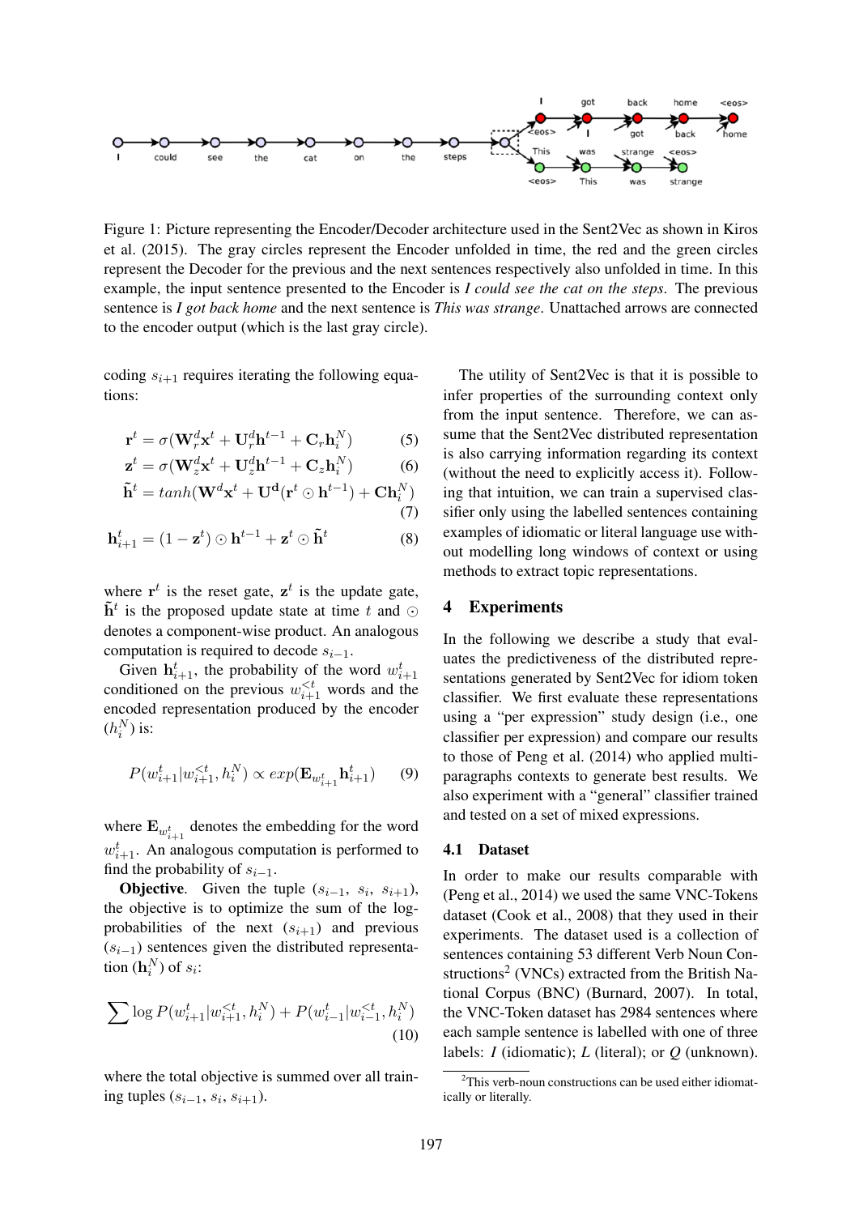Figure 1: Picture representing the Encoder/Decoder architecture used in the Sent2Vec as shown in Kiros et al. (2015). The gray circles represent the Encoder unfolded in time, the red and the green circles represent the Decoder for the previous and the next sentences respectively also unfolded in time. In this example, the input sentence presented to the Encoder is *I could see the cat on the steps*. The previous sentence is *I got back home* and the next sentence is *This was strange*. Unattached arrows are connected to the encoder output (which is the last gray circle).

coding $s_{i+1}$ requires iterating the following equations:

$$\mathbf{r}^t = \sigma(\mathbf{W}_r^d \mathbf{x}^t + \mathbf{U}_r^d \mathbf{h}^{t-1} + \mathbf{C}_r \mathbf{h}_i^N) \tag{5}$$

$$\mathbf{z}^t = \sigma(\mathbf{W}_z^d \mathbf{x}^t + \mathbf{U}_z^d \mathbf{h}^{t-1} + \mathbf{C}_z \mathbf{h}_i^N) \tag{6}$$

$$\tilde{\mathbf{h}}^t = tanh(\mathbf{W}^d \mathbf{x}^t + \mathbf{U}^\mathbf{d}(\mathbf{r}^t \odot \mathbf{h}^{t-1}) + \mathbf{C}\mathbf{h}_i^N) \tag{7}$$

$$\mathbf{h}_{i+1}^t = (1 - \mathbf{z}^t) \odot \mathbf{h}^{t-1} + \mathbf{z}^t \odot \tilde{\mathbf{h}}^t \tag{8}$$

where $\mathbf{r}^t$ is the reset gate, $\mathbf{z}^t$ is the update gate, $\tilde{\mathbf{h}}^t$ is the proposed update state at time $t$ and $\odot$ denotes a component-wise product. An analogous computation is required to decode $s_{i-1}$.

Given $\mathbf{h}_{i+1}^t$, the probability of the word $w_{i+1}^t$ conditioned on the previous $w_{i+1}^{<t}$ words and the encoded representation produced by the encoder ($h_i^N$) is:

$$P(w_{i+1}^t | w_{i+1}^{<t}, h_i^N) \propto exp(\mathbf{E}_{w_{i+1}^t} \mathbf{h}_{i+1}^t) \tag{9}$$

where $\mathbf{E}_{w_{i+1}^t}$ denotes the embedding for the word $w_{i+1}^t$. An analogous computation is performed to find the probability of $s_{i-1}$.

**Objective**. Given the tuple ($s_{i-1}$, $s_i$, $s_{i+1}$), the objective is to optimize the sum of the log-probabilities of the next ($s_{i+1}$) and previous ($s_{i-1}$) sentences given the distributed representation ($\mathbf{h}_i^N$) of $s_i$:

$$\sum \log P(w_{i+1}^t | w_{i+1}^{<t}, h_i^N) + P(w_{i-1}^t | w_{i-1}^{<t}, h_i^N) \tag{10}$$

where the total objective is summed over all training tuples ($s_{i-1}$, $s_i$, $s_{i+1}$).

The utility of Sent2Vec is that it is possible to infer properties of the surrounding context only from the input sentence. Therefore, we can assume that the Sent2Vec distributed representation is also carrying information regarding its context (without the need to explicitly access it). Following that intuition, we can train a supervised classifier only using the labelled sentences containing examples of idiomatic or literal language use without modelling long windows of context or using methods to extract topic representations.

## 4 Experiments

In the following we describe a study that evaluates the predictiveness of the distributed representations generated by Sent2Vec for idiom token classifier. We first evaluate these representations using a "per expression" study design (i.e., one classifier per expression) and compare our results to those of Peng et al. (2014) who applied multi-paragraphs contexts to generate best results. We also experiment with a "general" classifier trained and tested on a set of mixed expressions.

### 4.1 Dataset

In order to make our results comparable with (Peng et al., 2014) we used the same VNC-Tokens dataset (Cook et al., 2008) that they used in their experiments. The dataset used is a collection of sentences containing 53 different Verb Noun Constructions[2] (VNCs) extracted from the British National Corpus (BNC) (Burnard, 2007). In total, the VNC-Token dataset has 2984 sentences where each sample sentence is labelled with one of three labels: *I* (idiomatic); *L* (literal); or *Q* (unknown).

[2]This verb-noun constructions can be used either idiomatically or literally.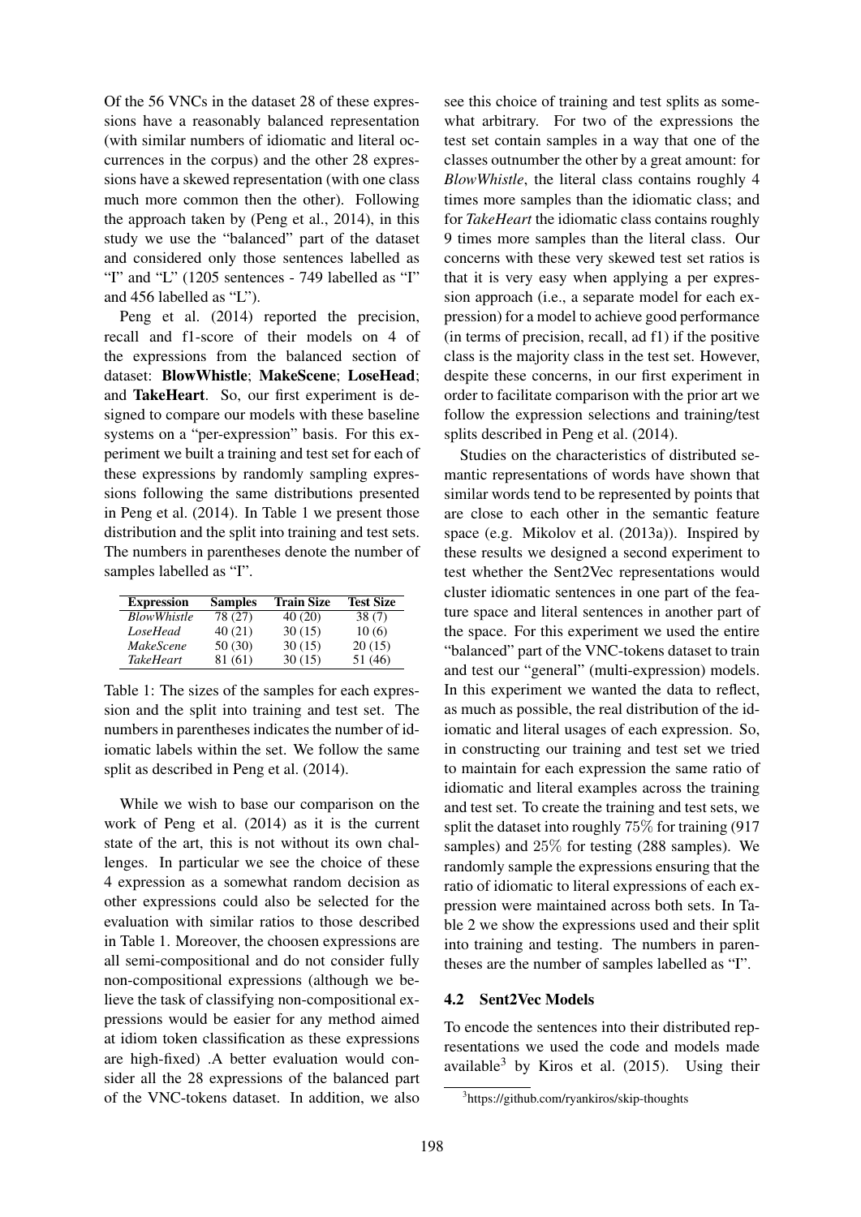Of the 56 VNCs in the dataset 28 of these expressions have a reasonably balanced representation (with similar numbers of idiomatic and literal occurrences in the corpus) and the other 28 expressions have a skewed representation (with one class much more common then the other). Following the approach taken by (Peng et al., 2014), in this study we use the "balanced" part of the dataset and considered only those sentences labelled as "I" and "L" (1205 sentences - 749 labelled as "I" and 456 labelled as "L").

Peng et al. (2014) reported the precision, recall and f1-score of their models on 4 of the expressions from the balanced section of dataset: **BlowWhistle**; **MakeScene**; **LoseHead**; and **TakeHeart**. So, our first experiment is designed to compare our models with these baseline systems on a "per-expression" basis. For this experiment we built a training and test set for each of these expressions by randomly sampling expressions following the same distributions presented in Peng et al. (2014). In Table 1 we present those distribution and the split into training and test sets. The numbers in parentheses denote the number of samples labelled as "I".

| Expression | Samples | Train Size | Test Size |
|---|---|---|---|
| *BlowWhistle* | 78 (27) | 40 (20) | 38 (7) |
| *LoseHead* | 40 (21) | 30 (15) | 10 (6) |
| *MakeScene* | 50 (30) | 30 (15) | 20 (15) |
| *TakeHeart* | 81 (61) | 30 (15) | 51 (46) |

Table 1: The sizes of the samples for each expression and the split into training and test set. The numbers in parentheses indicates the number of idiomatic labels within the set. We follow the same split as described in Peng et al. (2014).

While we wish to base our comparison on the work of Peng et al. (2014) as it is the current state of the art, this is not without its own challenges. In particular we see the choice of these 4 expression as a somewhat random decision as other expressions could also be selected for the evaluation with similar ratios to those described in Table 1. Moreover, the choosen expressions are all semi-compositional and do not consider fully non-compositional expressions (although we believe the task of classifying non-compositional expressions would be easier for any method aimed at idiom token classification as these expressions are high-fixed) .A better evaluation would consider all the 28 expressions of the balanced part of the VNC-tokens dataset. In addition, we also see this choice of training and test splits as somewhat arbitrary. For two of the expressions the test set contain samples in a way that one of the classes outnumber the other by a great amount: for *BlowWhistle*, the literal class contains roughly 4 times more samples than the idiomatic class; and for *TakeHeart* the idiomatic class contains roughly 9 times more samples than the literal class. Our concerns with these very skewed test set ratios is that it is very easy when applying a per expression approach (i.e., a separate model for each expression) for a model to achieve good performance (in terms of precision, recall, ad f1) if the positive class is the majority class in the test set. However, despite these concerns, in our first experiment in order to facilitate comparison with the prior art we follow the expression selections and training/test splits described in Peng et al. (2014).

Studies on the characteristics of distributed semantic representations of words have shown that similar words tend to be represented by points that are close to each other in the semantic feature space (e.g. Mikolov et al. (2013a)). Inspired by these results we designed a second experiment to test whether the Sent2Vec representations would cluster idiomatic sentences in one part of the feature space and literal sentences in another part of the space. For this experiment we used the entire "balanced" part of the VNC-tokens dataset to train and test our "general" (multi-expression) models. In this experiment we wanted the data to reflect, as much as possible, the real distribution of the idiomatic and literal usages of each expression. So, in constructing our training and test set we tried to maintain for each expression the same ratio of idiomatic and literal examples across the training and test set. To create the training and test sets, we split the dataset into roughly 75% for training (917 samples) and 25% for testing (288 samples). We randomly sample the expressions ensuring that the ratio of idiomatic to literal expressions of each expression were maintained across both sets. In Table 2 we show the expressions used and their split into training and testing. The numbers in parentheses are the number of samples labelled as "I".

### 4.2 Sent2Vec Models

To encode the sentences into their distributed representations we used the code and models made available[3] by Kiros et al. (2015). Using their

[3] https://github.com/ryankiros/skip-thoughts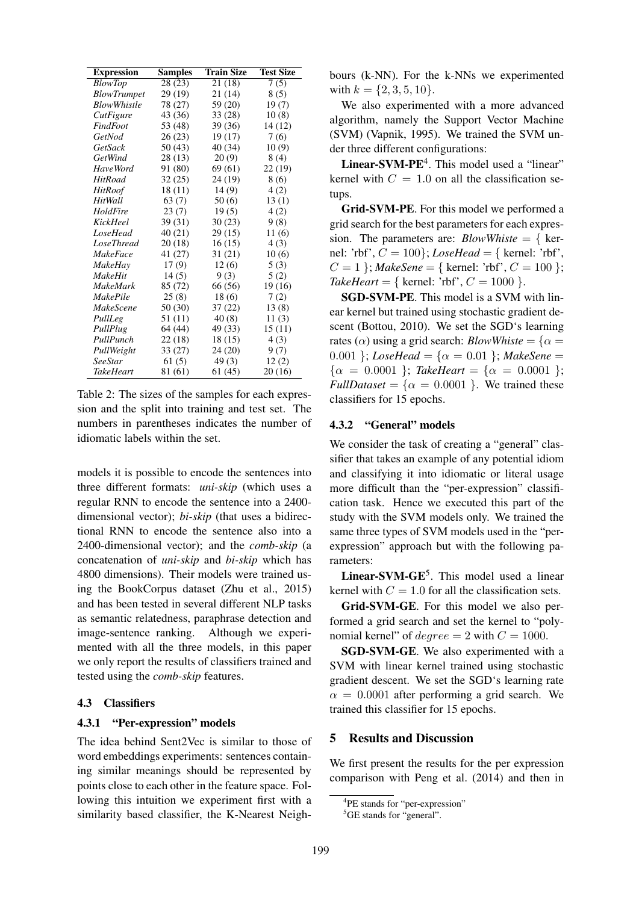| Expression | Samples | Train Size | Test Size |
|---|---|---|---|
| *BlowTop* | 28 (23) | 21 (18) | 7 (5) |
| *BlowTrumpet* | 29 (19) | 21 (14) | 8 (5) |
| *BlowWhistle* | 78 (27) | 59 (20) | 19 (7) |
| *CutFigure* | 43 (36) | 33 (28) | 10 (8) |
| *FindFoot* | 53 (48) | 39 (36) | 14 (12) |
| *GetNod* | 26 (23) | 19 (17) | 7 (6) |
| *GetSack* | 50 (43) | 40 (34) | 10 (9) |
| *GetWind* | 28 (13) | 20 (9) | 8 (4) |
| *HaveWord* | 91 (80) | 69 (61) | 22 (19) |
| *HitRoad* | 32 (25) | 24 (19) | 8 (6) |
| *HitRoof* | 18 (11) | 14 (9) | 4 (2) |
| *HitWall* | 63 (7) | 50 (6) | 13 (1) |
| *HoldFire* | 23 (7) | 19 (5) | 4 (2) |
| *KickHeel* | 39 (31) | 30 (23) | 9 (8) |
| *LoseHead* | 40 (21) | 29 (15) | 11 (6) |
| *LoseThread* | 20 (18) | 16 (15) | 4 (3) |
| *MakeFace* | 41 (27) | 31 (21) | 10 (6) |
| *MakeHay* | 17 (9) | 12 (6) | 5 (3) |
| *MakeHit* | 14 (5) | 9 (3) | 5 (2) |
| *MakeMark* | 85 (72) | 66 (56) | 19 (16) |
| *MakePile* | 25 (8) | 18 (6) | 7 (2) |
| *MakeScene* | 50 (30) | 37 (22) | 13 (8) |
| *PullLeg* | 51 (11) | 40 (8) | 11 (3) |
| *PullPlug* | 64 (44) | 49 (33) | 15 (11) |
| *PullPunch* | 22 (18) | 18 (15) | 4 (3) |
| *PullWeight* | 33 (27) | 24 (20) | 9 (7) |
| *SeeStar* | 61 (5) | 49 (3) | 12 (2) |
| *TakeHeart* | 81 (61) | 61 (45) | 20 (16) |

Table 2: The sizes of the samples for each expression and the split into training and test set. The numbers in parentheses indicates the number of idiomatic labels within the set.

models it is possible to encode the sentences into three different formats: *uni-skip* (which uses a regular RNN to encode the sentence into a 2400-dimensional vector); *bi-skip* (that uses a bidirectional RNN to encode the sentence also into a 2400-dimensional vector); and the *comb-skip* (a concatenation of *uni-skip* and *bi-skip* which has 4800 dimensions). Their models were trained using the BookCorpus dataset (Zhu et al., 2015) and has been tested in several different NLP tasks as semantic relatedness, paraphrase detection and image-sentence ranking. Although we experimented with all the three models, in this paper we only report the results of classifiers trained and tested using the *comb-skip* features.

### 4.3 Classifiers

#### 4.3.1 "Per-expression" models

The idea behind Sent2Vec is similar to those of word embeddings experiments: sentences containing similar meanings should be represented by points close to each other in the feature space. Following this intuition we experiment first with a similarity based classifier, the K-Nearest Neighbours (k-NN). For the k-NNs we experimented with $k = \{2, 3, 5, 10\}$.

We also experimented with a more advanced algorithm, namely the Support Vector Machine (SVM) (Vapnik, 1995). We trained the SVM under three different configurations:

**Linear-SVM-PE**[4]. This model used a "linear" kernel with $C = 1.0$ on all the classification setups.

**Grid-SVM-PE**. For this model we performed a grid search for the best parameters for each expression. The parameters are: *BlowWhiste* = { kernel: 'rbf', $C = 100$}; *LoseHead* = { kernel: 'rbf', $C = 1$ }; *MakeSene* = { kernel: 'rbf', $C = 100$ }; *TakeHeart* = { kernel: 'rbf', $C = 1000$ }.

**SGD-SVM-PE**. This model is a SVM with linear kernel but trained using stochastic gradient descent (Bottou, 2010). We set the SGD's learning rates ($\alpha$) using a grid search: *BlowWhiste* = {$\alpha = 0.001$ }; *LoseHead* = {$\alpha = 0.01$ }; *MakeSene* = {$\alpha = 0.0001$ }; *TakeHeart* = {$\alpha = 0.0001$ }; *FullDataset* = {$\alpha = 0.0001$ }. We trained these classifiers for 15 epochs.

#### 4.3.2 "General" models

We consider the task of creating a "general" classifier that takes an example of any potential idiom and classifying it into idiomatic or literal usage more difficult than the "per-expression" classification task. Hence we executed this part of the study with the SVM models only. We trained the same three types of SVM models used in the "per-expression" approach but with the following parameters:

**Linear-SVM-GE**[5]. This model used a linear kernel with $C = 1.0$ for all the classification sets.

**Grid-SVM-GE**. For this model we also performed a grid search and set the kernel to "polynomial kernel" of $degree = 2$ with $C = 1000$.

**SGD-SVM-GE**. We also experimented with a SVM with linear kernel trained using stochastic gradient descent. We set the SGD's learning rate $\alpha = 0.0001$ after performing a grid search. We trained this classifier for 15 epochs.

## 5 Results and Discussion

We first present the results for the per expression comparison with Peng et al. (2014) and then in

[4] PE stands for "per-expression"

[5] GE stands for "general".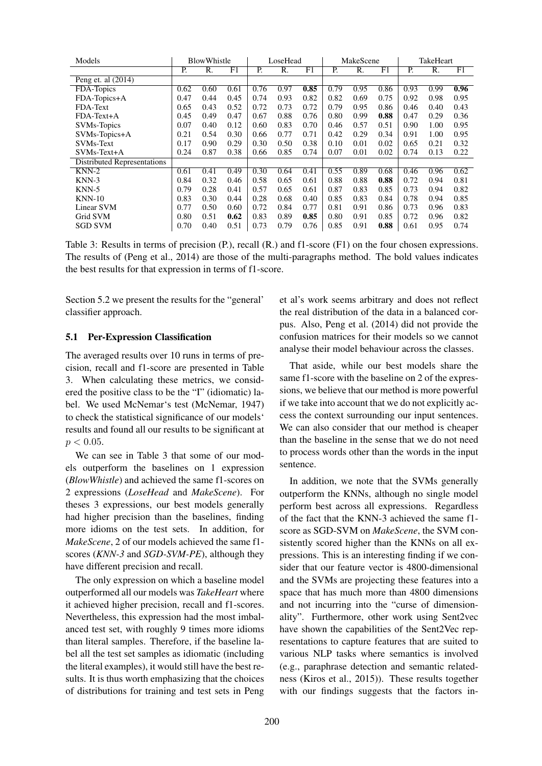| Models | BlowWhistle | | | LoseHead | | | MakeScene | | | TakeHeart | | |
|---|---|---|---|---|---|---|---|---|---|---|---|---|
| | P. | R. | F1 | P. | R. | F1 | P. | R. | F1 | P. | R. | F1 |
| Peng et. al (2014) | | | | | | | | | | | | |
| FDA-Topics | 0.62 | 0.60 | 0.61 | 0.76 | 0.97 | **0.85** | 0.79 | 0.95 | 0.86 | 0.93 | 0.99 | **0.96** |
| FDA-Topics+A | 0.47 | 0.44 | 0.45 | 0.74 | 0.93 | 0.82 | 0.82 | 0.69 | 0.75 | 0.92 | 0.98 | 0.95 |
| FDA-Text | 0.65 | 0.43 | 0.52 | 0.72 | 0.73 | 0.72 | 0.79 | 0.95 | 0.86 | 0.46 | 0.40 | 0.43 |
| FDA-Text+A | 0.45 | 0.49 | 0.47 | 0.67 | 0.88 | 0.76 | 0.80 | 0.99 | **0.88** | 0.47 | 0.29 | 0.36 |
| SVMs-Topics | 0.07 | 0.40 | 0.12 | 0.60 | 0.83 | 0.70 | 0.46 | 0.57 | 0.51 | 0.90 | 1.00 | 0.95 |
| SVMs-Topics+A | 0.21 | 0.54 | 0.30 | 0.66 | 0.77 | 0.71 | 0.42 | 0.29 | 0.34 | 0.91 | 1.00 | 0.95 |
| SVMs-Text | 0.17 | 0.90 | 0.29 | 0.30 | 0.50 | 0.38 | 0.10 | 0.01 | 0.02 | 0.65 | 0.21 | 0.32 |
| SVMs-Text+A | 0.24 | 0.87 | 0.38 | 0.66 | 0.85 | 0.74 | 0.07 | 0.01 | 0.02 | 0.74 | 0.13 | 0.22 |
| Distributed Representations | | | | | | | | | | | | |
| KNN-2 | 0.61 | 0.41 | 0.49 | 0.30 | 0.64 | 0.41 | 0.55 | 0.89 | 0.68 | 0.46 | 0.96 | 0.62 |
| KNN-3 | 0.84 | 0.32 | 0.46 | 0.58 | 0.65 | 0.61 | 0.88 | 0.88 | **0.88** | 0.72 | 0.94 | 0.81 |
| KNN-5 | 0.79 | 0.28 | 0.41 | 0.57 | 0.65 | 0.61 | 0.87 | 0.83 | 0.85 | 0.73 | 0.94 | 0.82 |
| KNN-10 | 0.83 | 0.30 | 0.44 | 0.28 | 0.68 | 0.40 | 0.85 | 0.83 | 0.84 | 0.78 | 0.94 | 0.85 |
| Linear SVM | 0.77 | 0.50 | 0.60 | 0.72 | 0.84 | 0.77 | 0.81 | 0.91 | 0.86 | 0.73 | 0.96 | 0.83 |
| Grid SVM | 0.80 | 0.51 | **0.62** | 0.83 | 0.89 | **0.85** | 0.80 | 0.91 | 0.85 | 0.72 | 0.96 | 0.82 |
| SGD SVM | 0.70 | 0.40 | 0.51 | 0.73 | 0.79 | 0.76 | 0.85 | 0.91 | **0.88** | 0.61 | 0.95 | 0.74 |

Table 3: Results in terms of precision (P.), recall (R.) and f1-score (F1) on the four chosen expressions. The results of (Peng et al., 2014) are those of the multi-paragraphs method. The bold values indicates the best results for that expression in terms of f1-score.

Section 5.2 we present the results for the "general' classifier approach.

### 5.1 Per-Expression Classification

The averaged results over 10 runs in terms of precision, recall and f1-score are presented in Table 3. When calculating these metrics, we considered the positive class to be the "I" (idiomatic) label. We used McNemar's test (McNemar, 1947) to check the statistical significance of our models' results and found all our results to be significant at $p < 0.05$.

We can see in Table 3 that some of our models outperform the baselines on 1 expression (*BlowWhistle*) and achieved the same f1-scores on 2 expressions (*LoseHead* and *MakeScene*). For theses 3 expressions, our best models generally had higher precision than the baselines, finding more idioms on the test sets. In addition, for *MakeScene*, 2 of our models achieved the same f1-scores (*KNN-3* and *SGD-SVM-PE*), although they have different precision and recall.

The only expression on which a baseline model outperformed all our models was *TakeHeart* where it achieved higher precision, recall and f1-scores. Nevertheless, this expression had the most imbalanced test set, with roughly 9 times more idioms than literal samples. Therefore, if the baseline label all the test set samples as idiomatic (including the literal examples), it would still have the best results. It is thus worth emphasizing that the choices of distributions for training and test sets in Peng et al's work seems arbitrary and does not reflect the real distribution of the data in a balanced corpus. Also, Peng et al. (2014) did not provide the confusion matrices for their models so we cannot analyse their model behaviour across the classes.

That aside, while our best models share the same f1-score with the baseline on 2 of the expressions, we believe that our method is more powerful if we take into account that we do not explicitly access the context surrounding our input sentences. We can also consider that our method is cheaper than the baseline in the sense that we do not need to process words other than the words in the input sentence.

In addition, we note that the SVMs generally outperform the KNNs, although no single model perform best across all expressions. Regardless of the fact that the KNN-3 achieved the same f1-score as SGD-SVM on *MakeScene*, the SVM consistently scored higher than the KNNs on all expressions. This is an interesting finding if we consider that our feature vector is 4800-dimensional and the SVMs are projecting these features into a space that has much more than 4800 dimensions and not incurring into the "curse of dimensionality". Furthermore, other work using Sent2vec have shown the capabilities of the Sent2Vec representations to capture features that are suited to various NLP tasks where semantics is involved (e.g., paraphrase detection and semantic relatedness (Kiros et al., 2015)). These results together with our findings suggests that the factors in-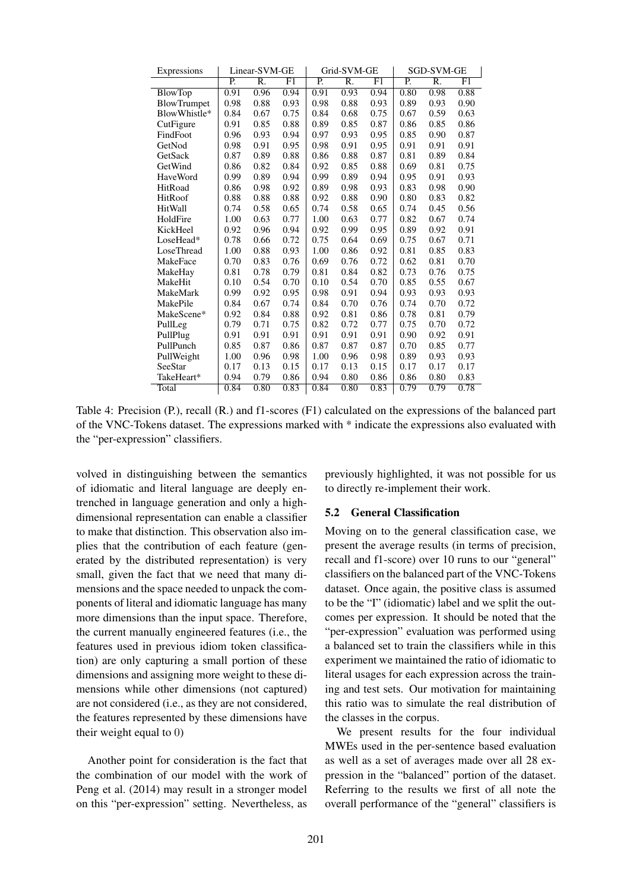| Expressions | Linear-SVM-GE | | | Grid-SVM-GE | | | SGD-SVM-GE | | |
|---|---|---|---|---|---|---|---|---|---|
| | P. | R. | F1 | P. | R. | F1 | P. | R. | F1 |
| BlowTop | 0.91 | 0.96 | 0.94 | 0.91 | 0.93 | 0.94 | 0.80 | 0.98 | 0.88 |
| BlowTrumpet | 0.98 | 0.88 | 0.93 | 0.98 | 0.88 | 0.93 | 0.89 | 0.93 | 0.90 |
| BlowWhistle* | 0.84 | 0.67 | 0.75 | 0.84 | 0.68 | 0.75 | 0.67 | 0.59 | 0.63 |
| CutFigure | 0.91 | 0.85 | 0.88 | 0.89 | 0.85 | 0.87 | 0.86 | 0.85 | 0.86 |
| FindFoot | 0.96 | 0.93 | 0.94 | 0.97 | 0.93 | 0.95 | 0.85 | 0.90 | 0.87 |
| GetNod | 0.98 | 0.91 | 0.95 | 0.98 | 0.91 | 0.95 | 0.91 | 0.91 | 0.91 |
| GetSack | 0.87 | 0.89 | 0.88 | 0.86 | 0.88 | 0.87 | 0.81 | 0.89 | 0.84 |
| GetWind | 0.86 | 0.82 | 0.84 | 0.92 | 0.85 | 0.88 | 0.69 | 0.81 | 0.75 |
| HaveWord | 0.99 | 0.89 | 0.94 | 0.99 | 0.89 | 0.94 | 0.95 | 0.91 | 0.93 |
| HitRoad | 0.86 | 0.98 | 0.92 | 0.89 | 0.98 | 0.93 | 0.83 | 0.98 | 0.90 |
| HitRoof | 0.88 | 0.88 | 0.88 | 0.92 | 0.88 | 0.90 | 0.80 | 0.83 | 0.82 |
| HitWall | 0.74 | 0.58 | 0.65 | 0.74 | 0.58 | 0.65 | 0.74 | 0.45 | 0.56 |
| HoldFire | 1.00 | 0.63 | 0.77 | 1.00 | 0.63 | 0.77 | 0.82 | 0.67 | 0.74 |
| KickHeel | 0.92 | 0.96 | 0.94 | 0.92 | 0.99 | 0.95 | 0.89 | 0.92 | 0.91 |
| LoseHead* | 0.78 | 0.66 | 0.72 | 0.75 | 0.64 | 0.69 | 0.75 | 0.67 | 0.71 |
| LoseThread | 1.00 | 0.88 | 0.93 | 1.00 | 0.86 | 0.92 | 0.81 | 0.85 | 0.83 |
| MakeFace | 0.70 | 0.83 | 0.76 | 0.69 | 0.76 | 0.72 | 0.62 | 0.81 | 0.70 |
| MakeHay | 0.81 | 0.78 | 0.79 | 0.81 | 0.84 | 0.82 | 0.73 | 0.76 | 0.75 |
| MakeHit | 0.10 | 0.54 | 0.70 | 0.10 | 0.54 | 0.70 | 0.85 | 0.55 | 0.67 |
| MakeMark | 0.99 | 0.92 | 0.95 | 0.98 | 0.91 | 0.94 | 0.93 | 0.93 | 0.93 |
| MakePile | 0.84 | 0.67 | 0.74 | 0.84 | 0.70 | 0.76 | 0.74 | 0.70 | 0.72 |
| MakeScene* | 0.92 | 0.84 | 0.88 | 0.92 | 0.81 | 0.86 | 0.78 | 0.81 | 0.79 |
| PullLeg | 0.79 | 0.71 | 0.75 | 0.82 | 0.72 | 0.77 | 0.75 | 0.70 | 0.72 |
| PullPlug | 0.91 | 0.91 | 0.91 | 0.91 | 0.91 | 0.91 | 0.90 | 0.92 | 0.91 |
| PullPunch | 0.85 | 0.87 | 0.86 | 0.87 | 0.87 | 0.87 | 0.70 | 0.85 | 0.77 |
| PullWeight | 1.00 | 0.96 | 0.98 | 1.00 | 0.96 | 0.98 | 0.89 | 0.93 | 0.93 |
| SeeStar | 0.17 | 0.13 | 0.15 | 0.17 | 0.13 | 0.15 | 0.17 | 0.17 | 0.17 |
| TakeHeart* | 0.94 | 0.79 | 0.86 | 0.94 | 0.80 | 0.86 | 0.86 | 0.80 | 0.83 |
| Total | 0.84 | 0.80 | 0.83 | 0.84 | 0.80 | 0.83 | 0.79 | 0.79 | 0.78 |

Table 4: Precision (P.), recall (R.) and f1-scores (F1) calculated on the expressions of the balanced part of the VNC-Tokens dataset. The expressions marked with * indicate the expressions also evaluated with the "per-expression" classifiers.

volved in distinguishing between the semantics of idiomatic and literal language are deeply entrenched in language generation and only a high-dimensional representation can enable a classifier to make that distinction. This observation also implies that the contribution of each feature (generated by the distributed representation) is very small, given the fact that we need that many dimensions and the space needed to unpack the components of literal and idiomatic language has many more dimensions than the input space. Therefore, the current manually engineered features (i.e., the features used in previous idiom token classification) are only capturing a small portion of these dimensions and assigning more weight to these dimensions while other dimensions (not captured) are not considered (i.e., as they are not considered, the features represented by these dimensions have their weight equal to 0)

Another point for consideration is the fact that the combination of our model with the work of Peng et al. (2014) may result in a stronger model on this "per-expression" setting. Nevertheless, as previously highlighted, it was not possible for us to directly re-implement their work.

### 5.2 General Classification

Moving on to the general classification case, we present the average results (in terms of precision, recall and f1-score) over 10 runs to our "general" classifiers on the balanced part of the VNC-Tokens dataset. Once again, the positive class is assumed to be the "I" (idiomatic) label and we split the outcomes per expression. It should be noted that the "per-expression" evaluation was performed using a balanced set to train the classifiers while in this experiment we maintained the ratio of idiomatic to literal usages for each expression across the training and test sets. Our motivation for maintaining this ratio was to simulate the real distribution of the classes in the corpus.

We present results for the four individual MWEs used in the per-sentence based evaluation as well as a set of averages made over all 28 expression in the "balanced" portion of the dataset. Referring to the results we first of all note the overall performance of the "general" classifiers is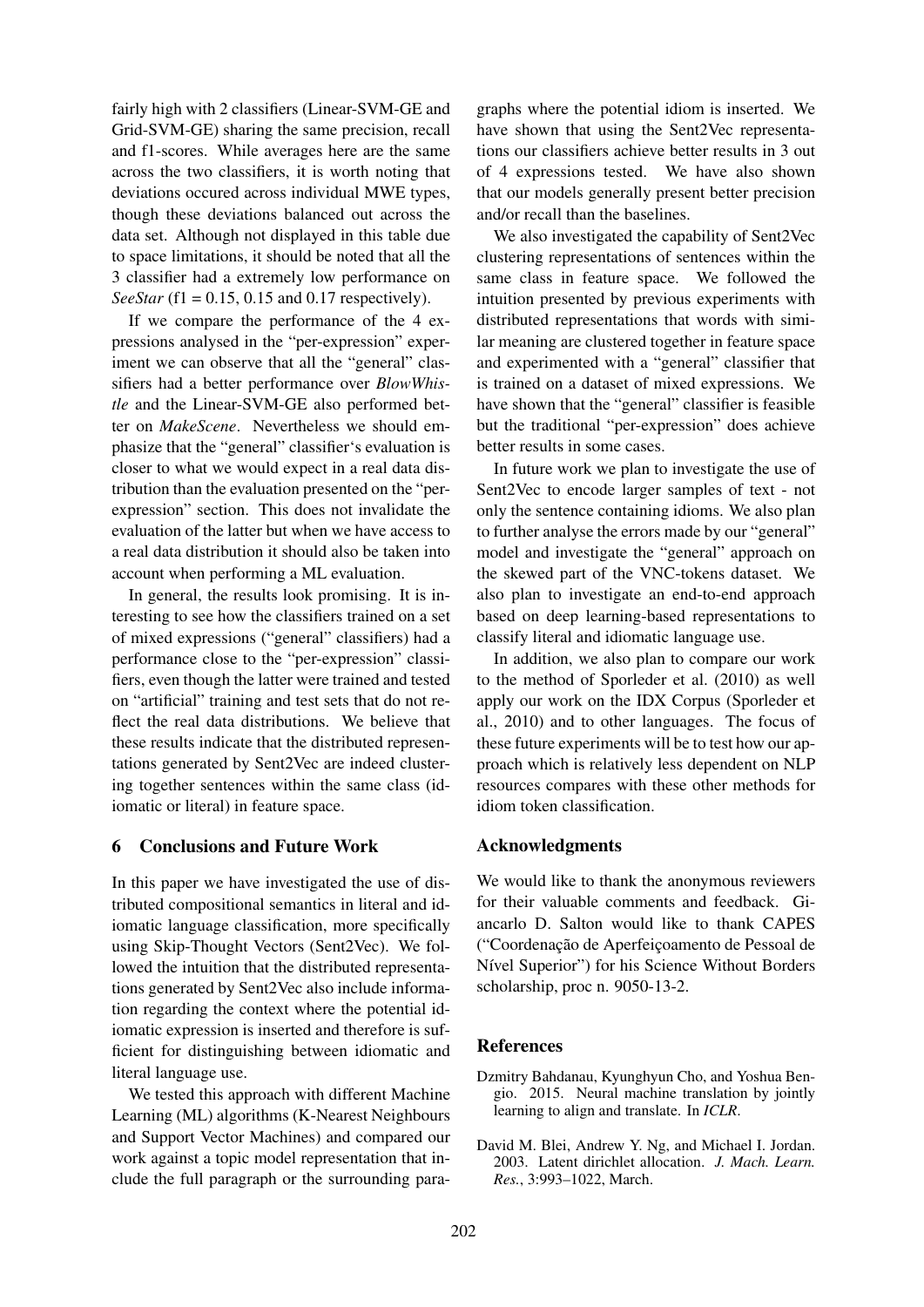fairly high with 2 classifiers (Linear-SVM-GE and Grid-SVM-GE) sharing the same precision, recall and f1-scores. While averages here are the same across the two classifiers, it is worth noting that deviations occured across individual MWE types, though these deviations balanced out across the data set. Although not displayed in this table due to space limitations, it should be noted that all the 3 classifier had a extremely low performance on *SeeStar* (f1 = 0.15, 0.15 and 0.17 respectively).

If we compare the performance of the 4 expressions analysed in the "per-expression" experiment we can observe that all the "general" classifiers had a better performance over *BlowWhistle* and the Linear-SVM-GE also performed better on *MakeScene*. Nevertheless we should emphasize that the "general" classifier's evaluation is closer to what we would expect in a real data distribution than the evaluation presented on the "per-expression" section. This does not invalidate the evaluation of the latter but when we have access to a real data distribution it should also be taken into account when performing a ML evaluation.

In general, the results look promising. It is interesting to see how the classifiers trained on a set of mixed expressions ("general" classifiers) had a performance close to the "per-expression" classifiers, even though the latter were trained and tested on "artificial" training and test sets that do not reflect the real data distributions. We believe that these results indicate that the distributed representations generated by Sent2Vec are indeed clustering together sentences within the same class (idiomatic or literal) in feature space.

## 6 Conclusions and Future Work

In this paper we have investigated the use of distributed compositional semantics in literal and idiomatic language classification, more specifically using Skip-Thought Vectors (Sent2Vec). We followed the intuition that the distributed representations generated by Sent2Vec also include information regarding the context where the potential idiomatic expression is inserted and therefore is sufficient for distinguishing between idiomatic and literal language use.

We tested this approach with different Machine Learning (ML) algorithms (K-Nearest Neighbours and Support Vector Machines) and compared our work against a topic model representation that include the full paragraph or the surrounding paragraphs where the potential idiom is inserted. We have shown that using the Sent2Vec representations our classifiers achieve better results in 3 out of 4 expressions tested. We have also shown that our models generally present better precision and/or recall than the baselines.

We also investigated the capability of Sent2Vec clustering representations of sentences within the same class in feature space. We followed the intuition presented by previous experiments with distributed representations that words with similar meaning are clustered together in feature space and experimented with a "general" classifier that is trained on a dataset of mixed expressions. We have shown that the "general" classifier is feasible but the traditional "per-expression" does achieve better results in some cases.

In future work we plan to investigate the use of Sent2Vec to encode larger samples of text - not only the sentence containing idioms. We also plan to further analyse the errors made by our "general" model and investigate the "general" approach on the skewed part of the VNC-tokens dataset. We also plan to investigate an end-to-end approach based on deep learning-based representations to classify literal and idiomatic language use.

In addition, we also plan to compare our work to the method of Sporleder et al. (2010) as well apply our work on the IDX Corpus (Sporleder et al., 2010) and to other languages. The focus of these future experiments will be to test how our approach which is relatively less dependent on NLP resources compares with these other methods for idiom token classification.

## Acknowledgments

We would like to thank the anonymous reviewers for their valuable comments and feedback. Giancarlo D. Salton would like to thank CAPES ("Coordenação de Aperfeiçoamento de Pessoal de Nível Superior") for his Science Without Borders scholarship, proc n. 9050-13-2.

## References

Dzmitry Bahdanau, Kyunghyun Cho, and Yoshua Bengio. 2015. Neural machine translation by jointly learning to align and translate. In *ICLR*.

David M. Blei, Andrew Y. Ng, and Michael I. Jordan. 2003. Latent dirichlet allocation. *J. Mach. Learn. Res.*, 3:993–1022, March.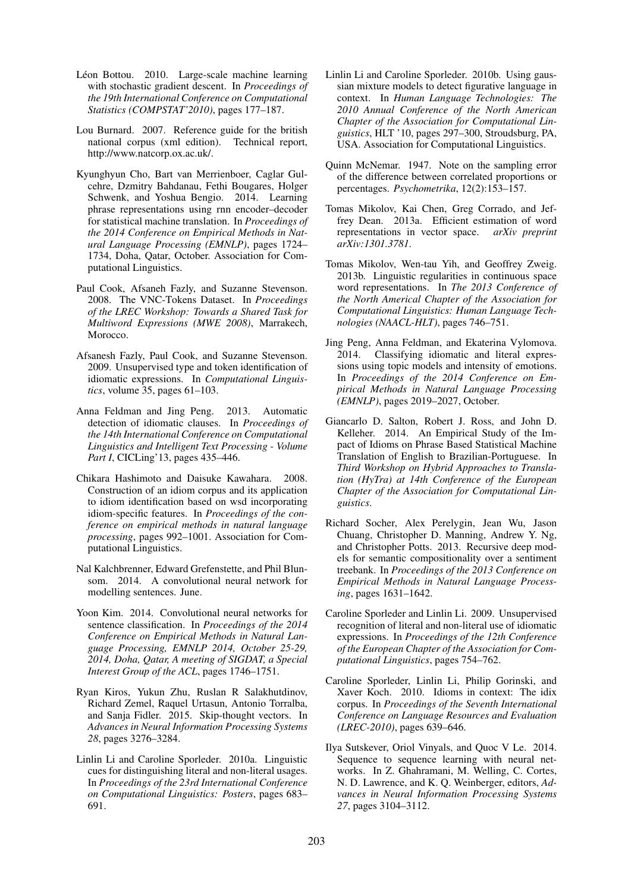Léon Bottou. 2010. Large-scale machine learning with stochastic gradient descent. In *Proceedings of the 19th International Conference on Computational Statistics (COMPSTAT'2010)*, pages 177–187.

Lou Burnard. 2007. Reference guide for the british national corpus (xml edition). Technical report, http://www.natcorp.ox.ac.uk/.

Kyunghyun Cho, Bart van Merrienboer, Caglar Gulcehre, Dzmitry Bahdanau, Fethi Bougares, Holger Schwenk, and Yoshua Bengio. 2014. Learning phrase representations using rnn encoder–decoder for statistical machine translation. In *Proceedings of the 2014 Conference on Empirical Methods in Natural Language Processing (EMNLP)*, pages 1724–1734, Doha, Qatar, October. Association for Computational Linguistics.

Paul Cook, Afsaneh Fazly, and Suzanne Stevenson. 2008. The VNC-Tokens Dataset. In *Proceedings of the LREC Workshop: Towards a Shared Task for Multiword Expressions (MWE 2008)*, Marrakech, Morocco.

Afsanesh Fazly, Paul Cook, and Suzanne Stevenson. 2009. Unsupervised type and token identification of idiomatic expressions. In *Computational Linguistics*, volume 35, pages 61–103.

Anna Feldman and Jing Peng. 2013. Automatic detection of idiomatic clauses. In *Proceedings of the 14th International Conference on Computational Linguistics and Intelligent Text Processing - Volume Part I*, CICLing'13, pages 435–446.

Chikara Hashimoto and Daisuke Kawahara. 2008. Construction of an idiom corpus and its application to idiom identification based on wsd incorporating idiom-specific features. In *Proceedings of the conference on empirical methods in natural language processing*, pages 992–1001. Association for Computational Linguistics.

Nal Kalchbrenner, Edward Grefenstette, and Phil Blunsom. 2014. A convolutional neural network for modelling sentences. June.

Yoon Kim. 2014. Convolutional neural networks for sentence classification. In *Proceedings of the 2014 Conference on Empirical Methods in Natural Language Processing, EMNLP 2014, October 25-29, 2014, Doha, Qatar, A meeting of SIGDAT, a Special Interest Group of the ACL*, pages 1746–1751.

Ryan Kiros, Yukun Zhu, Ruslan R Salakhutdinov, Richard Zemel, Raquel Urtasun, Antonio Torralba, and Sanja Fidler. 2015. Skip-thought vectors. In *Advances in Neural Information Processing Systems 28*, pages 3276–3284.

Linlin Li and Caroline Sporleder. 2010a. Linguistic cues for distinguishing literal and non-literal usages. In *Proceedings of the 23rd International Conference on Computational Linguistics: Posters*, pages 683–691.

Linlin Li and Caroline Sporleder. 2010b. Using gaussian mixture models to detect figurative language in context. In *Human Language Technologies: The 2010 Annual Conference of the North American Chapter of the Association for Computational Linguistics*, HLT '10, pages 297–300, Stroudsburg, PA, USA. Association for Computational Linguistics.

Quinn McNemar. 1947. Note on the sampling error of the difference between correlated proportions or percentages. *Psychometrika*, 12(2):153–157.

Tomas Mikolov, Kai Chen, Greg Corrado, and Jeffrey Dean. 2013a. Efficient estimation of word representations in vector space. *arXiv preprint arXiv:1301.3781*.

Tomas Mikolov, Wen-tau Yih, and Geoffrey Zweig. 2013b. Linguistic regularities in continuous space word representations. In *The 2013 Conference of the North Americal Chapter of the Association for Computational Linguistics: Human Language Technologies (NAACL-HLT)*, pages 746–751.

Jing Peng, Anna Feldman, and Ekaterina Vylomova. 2014. Classifying idiomatic and literal expressions using topic models and intensity of emotions. In *Proceedings of the 2014 Conference on Empirical Methods in Natural Language Processing (EMNLP)*, pages 2019–2027, October.

Giancarlo D. Salton, Robert J. Ross, and John D. Kelleher. 2014. An Empirical Study of the Impact of Idioms on Phrase Based Statistical Machine Translation of English to Brazilian-Portuguese. In *Third Workshop on Hybrid Approaches to Translation (HyTra) at 14th Conference of the European Chapter of the Association for Computational Linguistics*.

Richard Socher, Alex Perelygin, Jean Wu, Jason Chuang, Christopher D. Manning, Andrew Y. Ng, and Christopher Potts. 2013. Recursive deep models for semantic compositionality over a sentiment treebank. In *Proceedings of the 2013 Conference on Empirical Methods in Natural Language Processing*, pages 1631–1642.

Caroline Sporleder and Linlin Li. 2009. Unsupervised recognition of literal and non-literal use of idiomatic expressions. In *Proceedings of the 12th Conference of the European Chapter of the Association for Computational Linguistics*, pages 754–762.

Caroline Sporleder, Linlin Li, Philip Gorinski, and Xaver Koch. 2010. Idioms in context: The idix corpus. In *Proceedings of the Seventh International Conference on Language Resources and Evaluation (LREC-2010)*, pages 639–646.

Ilya Sutskever, Oriol Vinyals, and Quoc V Le. 2014. Sequence to sequence learning with neural networks. In Z. Ghahramani, M. Welling, C. Cortes, N. D. Lawrence, and K. Q. Weinberger, editors, *Advances in Neural Information Processing Systems 27*, pages 3104–3112.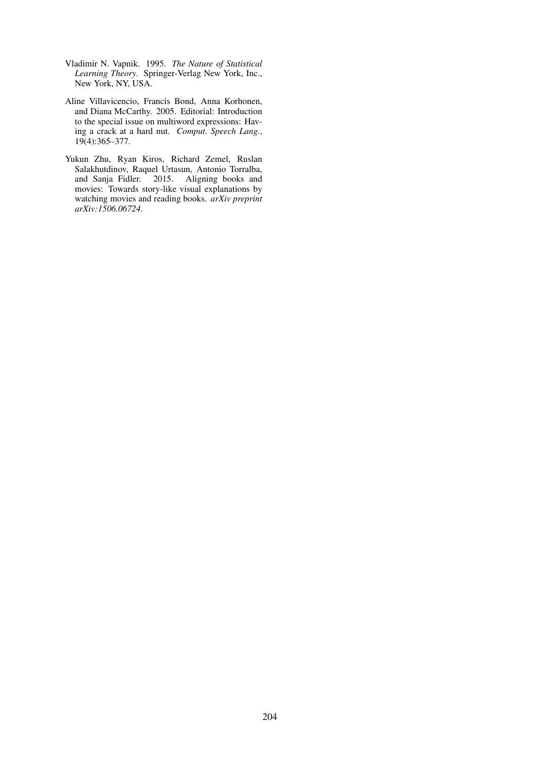Vladimir N. Vapnik. 1995. *The Nature of Statistical Learning Theory*. Springer-Verlag New York, Inc., New York, NY, USA.

Aline Villavicencio, Francis Bond, Anna Korhonen, and Diana McCarthy. 2005. Editorial: Introduction to the special issue on multiword expressions: Having a crack at a hard nut. *Comput. Speech Lang.*, 19(4):365–377.

Yukun Zhu, Ryan Kiros, Richard Zemel, Ruslan Salakhutdinov, Raquel Urtasun, Antonio Torralba, and Sanja Fidler. 2015. Aligning books and movies: Towards story-like visual explanations by watching movies and reading books. *arXiv preprint arXiv:1506.06724*.